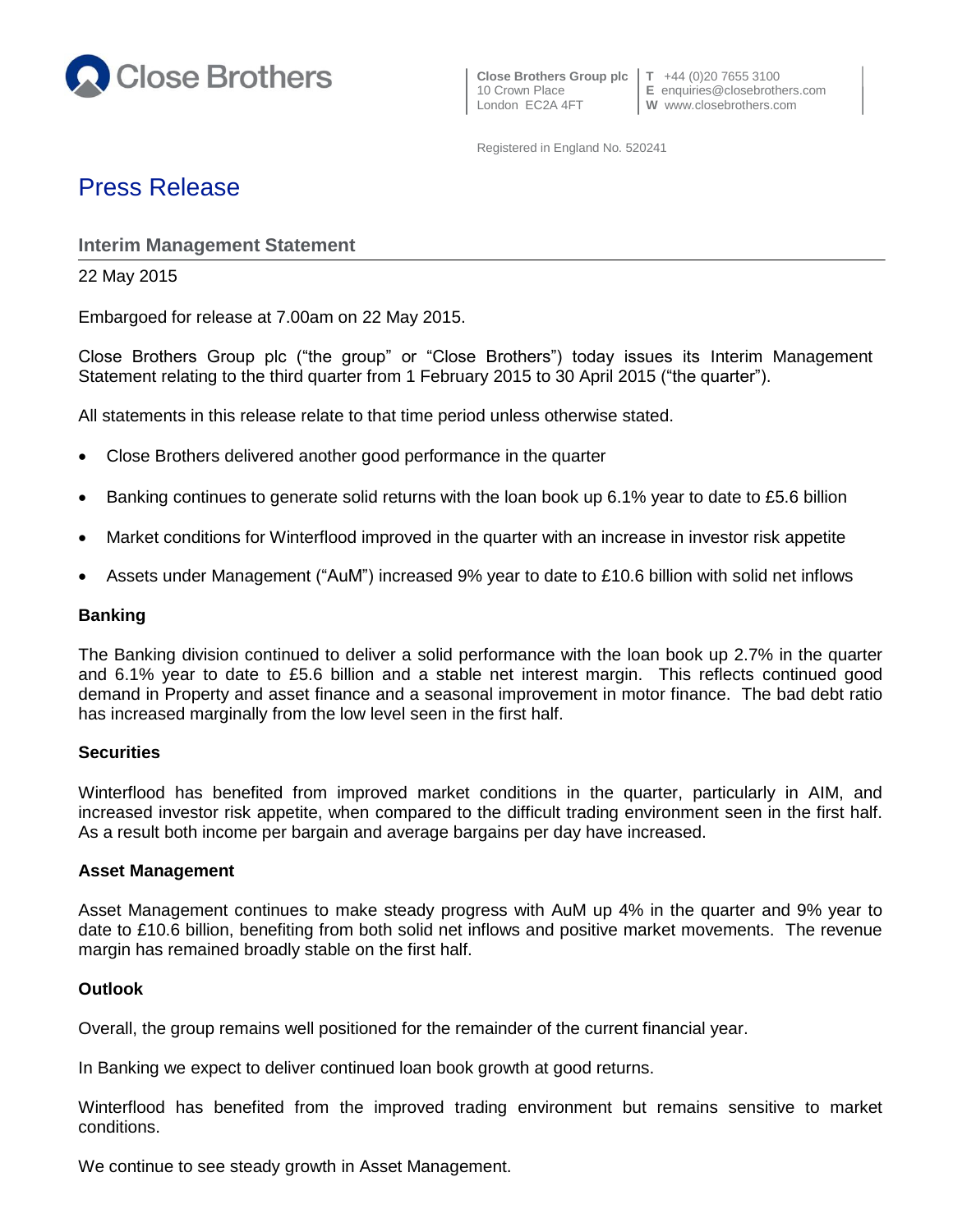Close Brothers

**Close Brothers Group plc**
10 Crown Place
London EC2A 4FT

**T** +44 (0)20 7655 3100
**E** enquiries@closebrothers.com
**W** www.closebrothers.com

Registered in England No. 520241

# Press Release

## Interim Management Statement

22 May 2015

Embargoed for release at 7.00am on 22 May 2015.

Close Brothers Group plc ("the group" or "Close Brothers") today issues its Interim Management Statement relating to the third quarter from 1 February 2015 to 30 April 2015 ("the quarter").

All statements in this release relate to that time period unless otherwise stated.

- Close Brothers delivered another good performance in the quarter
- Banking continues to generate solid returns with the loan book up 6.1% year to date to £5.6 billion
- Market conditions for Winterflood improved in the quarter with an increase in investor risk appetite
- Assets under Management ("AuM") increased 9% year to date to £10.6 billion with solid net inflows

### Banking

The Banking division continued to deliver a solid performance with the loan book up 2.7% in the quarter and 6.1% year to date to £5.6 billion and a stable net interest margin. This reflects continued good demand in Property and asset finance and a seasonal improvement in motor finance. The bad debt ratio has increased marginally from the low level seen in the first half.

### Securities

Winterflood has benefited from improved market conditions in the quarter, particularly in AIM, and increased investor risk appetite, when compared to the difficult trading environment seen in the first half. As a result both income per bargain and average bargains per day have increased.

### Asset Management

Asset Management continues to make steady progress with AuM up 4% in the quarter and 9% year to date to £10.6 billion, benefiting from both solid net inflows and positive market movements. The revenue margin has remained broadly stable on the first half.

### Outlook

Overall, the group remains well positioned for the remainder of the current financial year.

In Banking we expect to deliver continued loan book growth at good returns.

Winterflood has benefited from the improved trading environment but remains sensitive to market conditions.

We continue to see steady growth in Asset Management.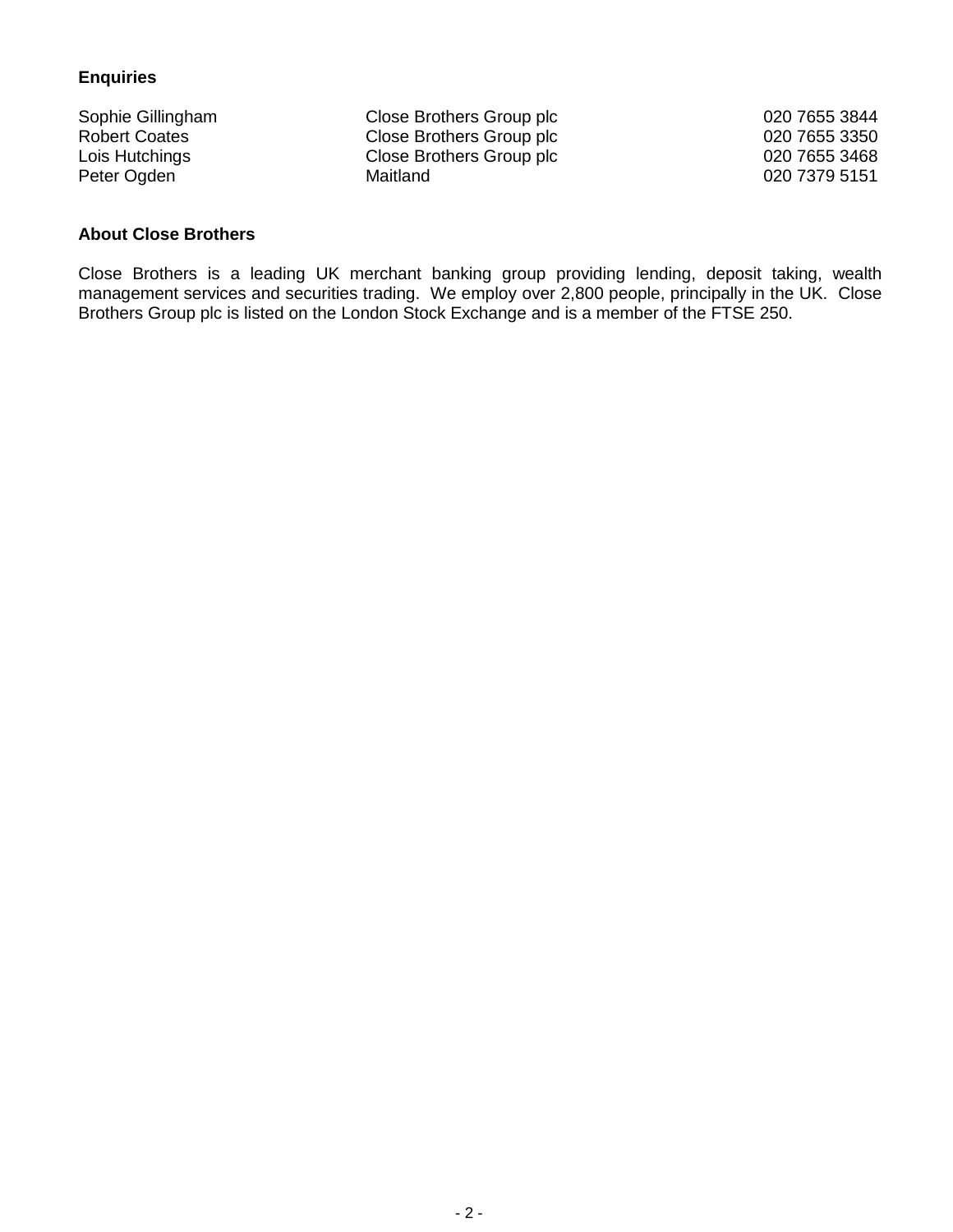**Enquiries**

| | | |
|---|---|---|
| Sophie Gillingham | Close Brothers Group plc | 020 7655 3844 |
| Robert Coates | Close Brothers Group plc | 020 7655 3350 |
| Lois Hutchings | Close Brothers Group plc | 020 7655 3468 |
| Peter Ogden | Maitland | 020 7379 5151 |

**About Close Brothers**

Close Brothers is a leading UK merchant banking group providing lending, deposit taking, wealth management services and securities trading. We employ over 2,800 people, principally in the UK. Close Brothers Group plc is listed on the London Stock Exchange and is a member of the FTSE 250.